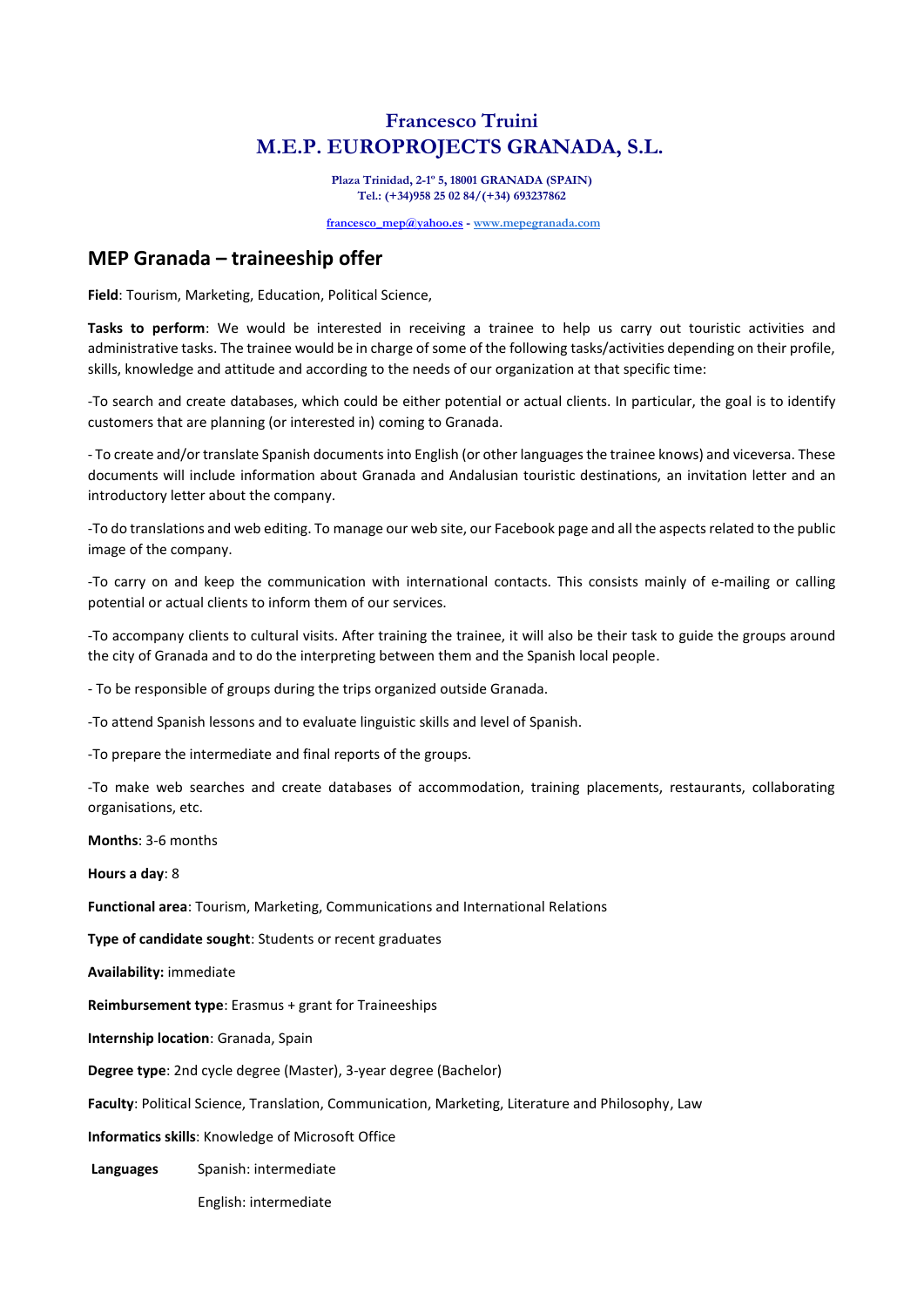# Francesco Truini
# M.E.P. EUROPROJECTS GRANADA, S.L.

**Plaza Trinidad, 2-1º 5, 18001 GRANADA (SPAIN)**
**Tel.: (+34)958 25 02 84/(+34) 693237862**

**francesco_mep@yahoo.es - www.mepegranada.com**

## MEP Granada – traineeship offer

**Field**: Tourism, Marketing, Education, Political Science,

**Tasks to perform**: We would be interested in receiving a trainee to help us carry out touristic activities and administrative tasks. The trainee would be in charge of some of the following tasks/activities depending on their profile, skills, knowledge and attitude and according to the needs of our organization at that specific time:

-To search and create databases, which could be either potential or actual clients. In particular, the goal is to identify customers that are planning (or interested in) coming to Granada.

- To create and/or translate Spanish documents into English (or other languages the trainee knows) and viceversa. These documents will include information about Granada and Andalusian touristic destinations, an invitation letter and an introductory letter about the company.

-To do translations and web editing. To manage our web site, our Facebook page and all the aspects related to the public image of the company.

-To carry on and keep the communication with international contacts. This consists mainly of e-mailing or calling potential or actual clients to inform them of our services.

-To accompany clients to cultural visits. After training the trainee, it will also be their task to guide the groups around the city of Granada and to do the interpreting between them and the Spanish local people.

- To be responsible of groups during the trips organized outside Granada.

-To attend Spanish lessons and to evaluate linguistic skills and level of Spanish.

-To prepare the intermediate and final reports of the groups.

-To make web searches and create databases of accommodation, training placements, restaurants, collaborating organisations, etc.

**Months**: 3-6 months

**Hours a day**: 8

**Functional area**: Tourism, Marketing, Communications and International Relations

**Type of candidate sought**: Students or recent graduates

**Availability:** immediate

**Reimbursement type**: Erasmus + grant for Traineeships

**Internship location**: Granada, Spain

**Degree type**: 2nd cycle degree (Master), 3-year degree (Bachelor)

**Faculty**: Political Science, Translation, Communication, Marketing, Literature and Philosophy, Law

**Informatics skills**: Knowledge of Microsoft Office

**Languages** Spanish: intermediate

English: intermediate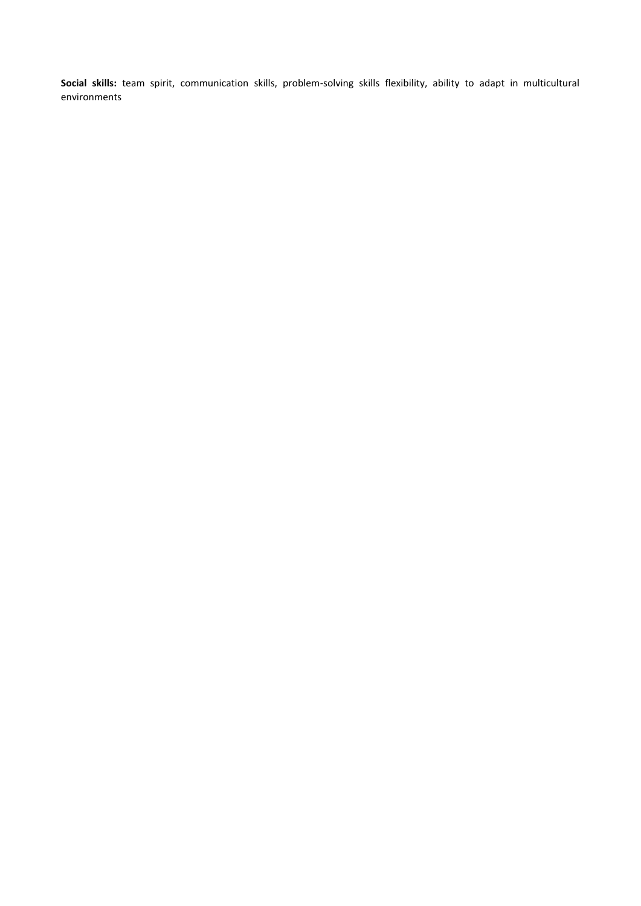**Social skills:** team spirit, communication skills, problem-solving skills flexibility, ability to adapt in multicultural environments